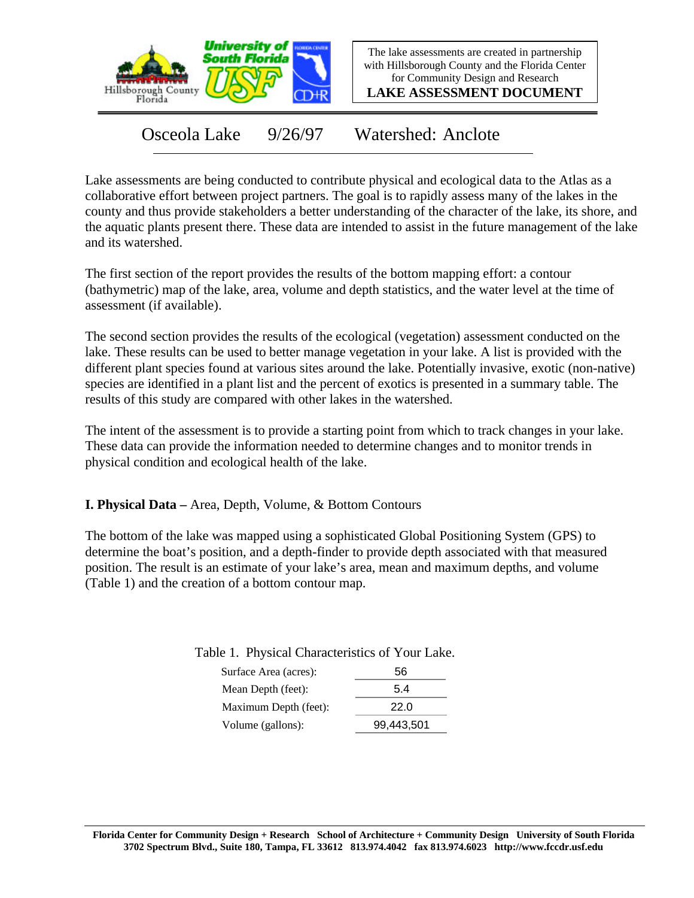The lake assessments are created in partnership with Hillsborough County and the Florida Center for Community Design and Research

**LAKE ASSESSMENT DOCUMENT**

# Osceola Lake 9/26/97 Watershed: Anclote

Lake assessments are being conducted to contribute physical and ecological data to the Atlas as a collaborative effort between project partners. The goal is to rapidly assess many of the lakes in the county and thus provide stakeholders a better understanding of the character of the lake, its shore, and the aquatic plants present there. These data are intended to assist in the future management of the lake and its watershed.

The first section of the report provides the results of the bottom mapping effort: a contour (bathymetric) map of the lake, area, volume and depth statistics, and the water level at the time of assessment (if available).

The second section provides the results of the ecological (vegetation) assessment conducted on the lake. These results can be used to better manage vegetation in your lake. A list is provided with the different plant species found at various sites around the lake. Potentially invasive, exotic (non-native) species are identified in a plant list and the percent of exotics is presented in a summary table. The results of this study are compared with other lakes in the watershed.

The intent of the assessment is to provide a starting point from which to track changes in your lake. These data can provide the information needed to determine changes and to monitor trends in physical condition and ecological health of the lake.

## I. Physical Data – Area, Depth, Volume, & Bottom Contours

The bottom of the lake was mapped using a sophisticated Global Positioning System (GPS) to determine the boat's position, and a depth-finder to provide depth associated with that measured position. The result is an estimate of your lake's area, mean and maximum depths, and volume (Table 1) and the creation of a bottom contour map.

Table 1. Physical Characteristics of Your Lake.

| Characteristic | Value |
| --- | --- |
| Surface Area (acres): | 56 |
| Mean Depth (feet): | 5.4 |
| Maximum Depth (feet): | 22.0 |
| Volume (gallons): | 99,443,501 |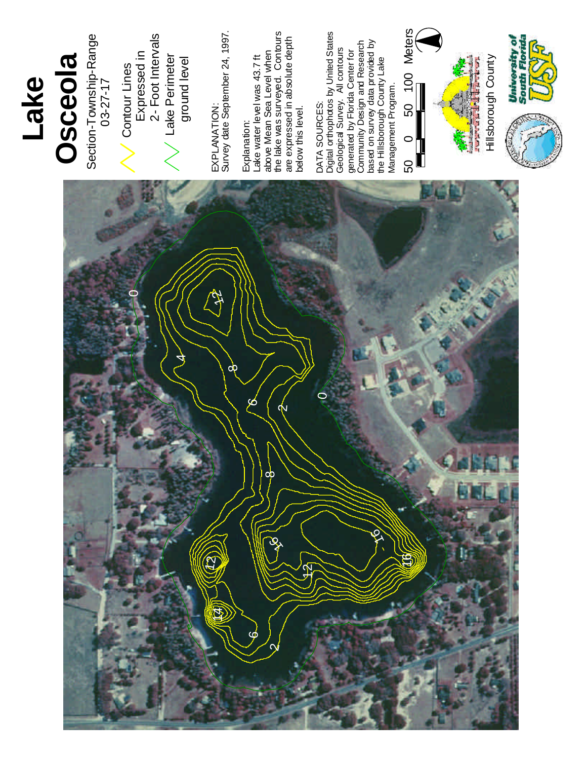# Lake Osceola

Section-Township-Range
03-27-17

Contour Lines Expressed in 2- Foot Intervals

Lake Perimeter ground level

EXPLANATION:
Survey date September 24, 1997.

Explanation:
Lake water level was 43.7 ft above Mean Sea Level when the lake was surveyed. Contours are expressed in absolute depth below this level.

DATA SOURCES:
Digital orthophotos by United States Geological Survey. All contours generated by Florida Center for Community Design and Research based on survey data provided by the Hillsborough County Lake Management Program.

50 0 50 100 Meters

Hillsborough County

University of South Florida USF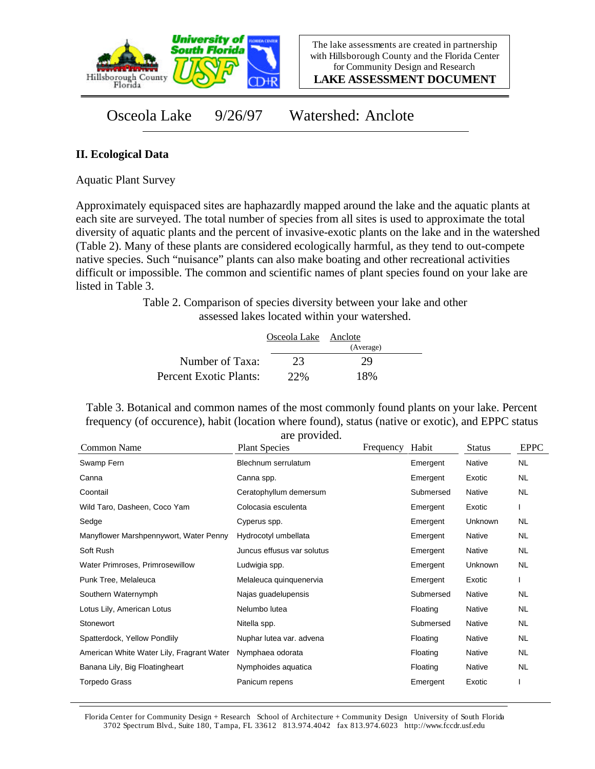Osceola Lake 9/26/97 Watershed: Anclote

## II. Ecological Data

Aquatic Plant Survey

Approximately equispaced sites are haphazardly mapped around the lake and the aquatic plants at each site are surveyed. The total number of species from all sites is used to approximate the total diversity of aquatic plants and the percent of invasive-exotic plants on the lake and in the watershed (Table 2). Many of these plants are considered ecologically harmful, as they tend to out-compete native species. Such "nuisance" plants can also make boating and other recreational activities difficult or impossible. The common and scientific names of plant species found on your lake are listed in Table 3.

Table 2. Comparison of species diversity between your lake and other assessed lakes located within your watershed.

| | Osceola Lake | Anclote (Average) |
|---|---|---|
| Number of Taxa: | 23 | 29 |
| Percent Exotic Plants: | 22% | 18% |

Table 3. Botanical and common names of the most commonly found plants on your lake. Percent frequency (of occurence), habit (location where found), status (native or exotic), and EPPC status are provided.

| Common Name | Plant Species | Frequency | Habit | Status | EPPC |
|---|---|---|---|---|---|
| Swamp Fern | Blechnum serrulatum | | Emergent | Native | NL |
| Canna | Canna spp. | | Emergent | Exotic | NL |
| Coontail | Ceratophyllum demersum | | Submersed | Native | NL |
| Wild Taro, Dasheen, Coco Yam | Colocasia esculenta | | Emergent | Exotic | I |
| Sedge | Cyperus spp. | | Emergent | Unknown | NL |
| Manyflower Marshpennywort, Water Penny | Hydrocotyl umbellata | | Emergent | Native | NL |
| Soft Rush | Juncus effusus var solutus | | Emergent | Native | NL |
| Water Primroses, Primrosewillow | Ludwigia spp. | | Emergent | Unknown | NL |
| Punk Tree, Melaleuca | Melaleuca quinquenervia | | Emergent | Exotic | I |
| Southern Waternymph | Najas guadelupensis | | Submersed | Native | NL |
| Lotus Lily, American Lotus | Nelumbo lutea | | Floating | Native | NL |
| Stonewort | Nitella spp. | | Submersed | Native | NL |
| Spatterdock, Yellow Pondlily | Nuphar lutea var. advena | | Floating | Native | NL |
| American White Water Lily, Fragrant Water | Nymphaea odorata | | Floating | Native | NL |
| Banana Lily, Big Floatingheart | Nymphoides aquatica | | Floating | Native | NL |
| Torpedo Grass | Panicum repens | | Emergent | Exotic | I |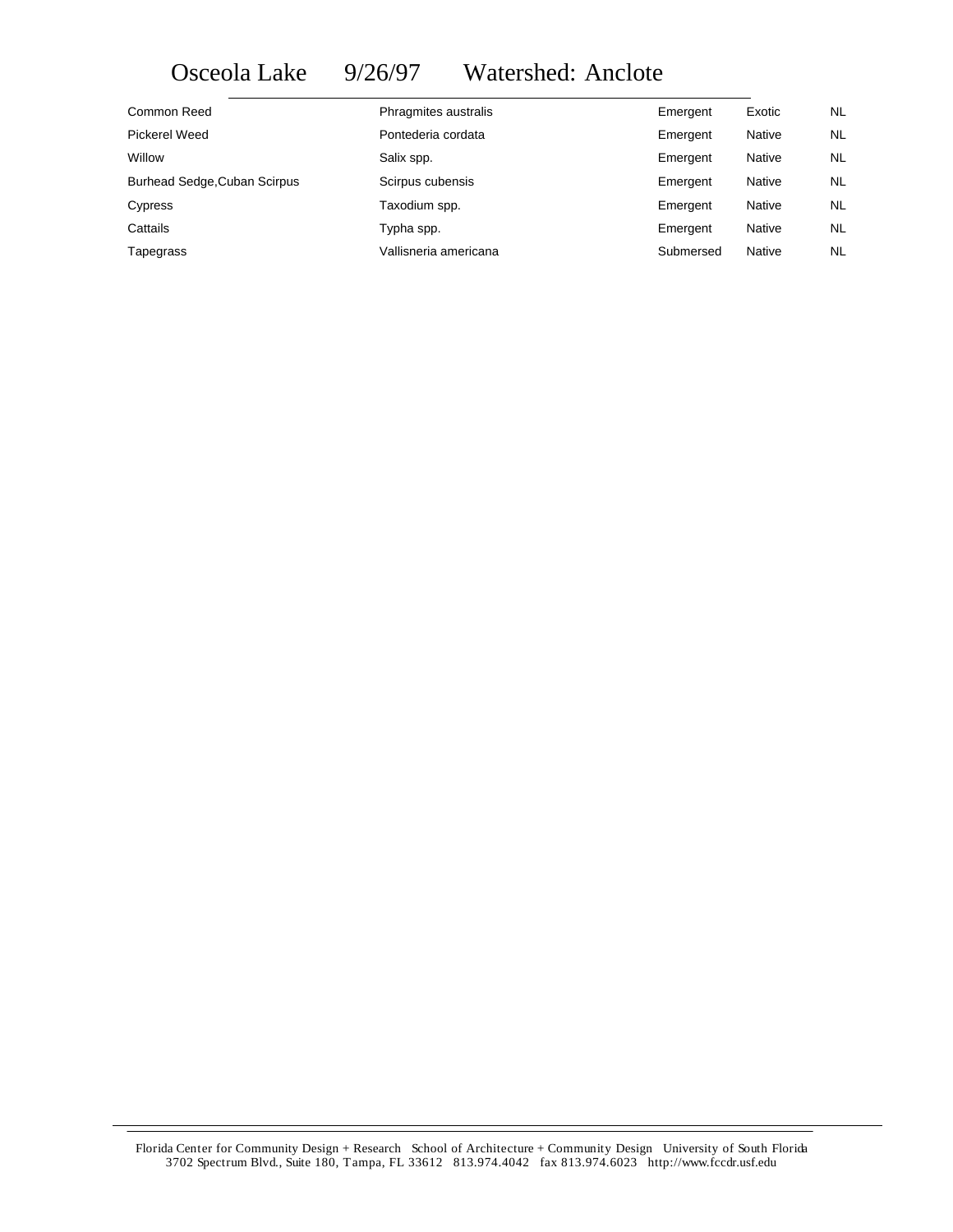# Osceola Lake 9/26/97 Watershed: Anclote

| | | | | |
|---|---|---|---|---|
| Common Reed | Phragmites australis | Emergent | Exotic | NL |
| Pickerel Weed | Pontederia cordata | Emergent | Native | NL |
| Willow | Salix spp. | Emergent | Native | NL |
| Burhead Sedge,Cuban Scirpus | Scirpus cubensis | Emergent | Native | NL |
| Cypress | Taxodium spp. | Emergent | Native | NL |
| Cattails | Typha spp. | Emergent | Native | NL |
| Tapegrass | Vallisneria americana | Submersed | Native | NL |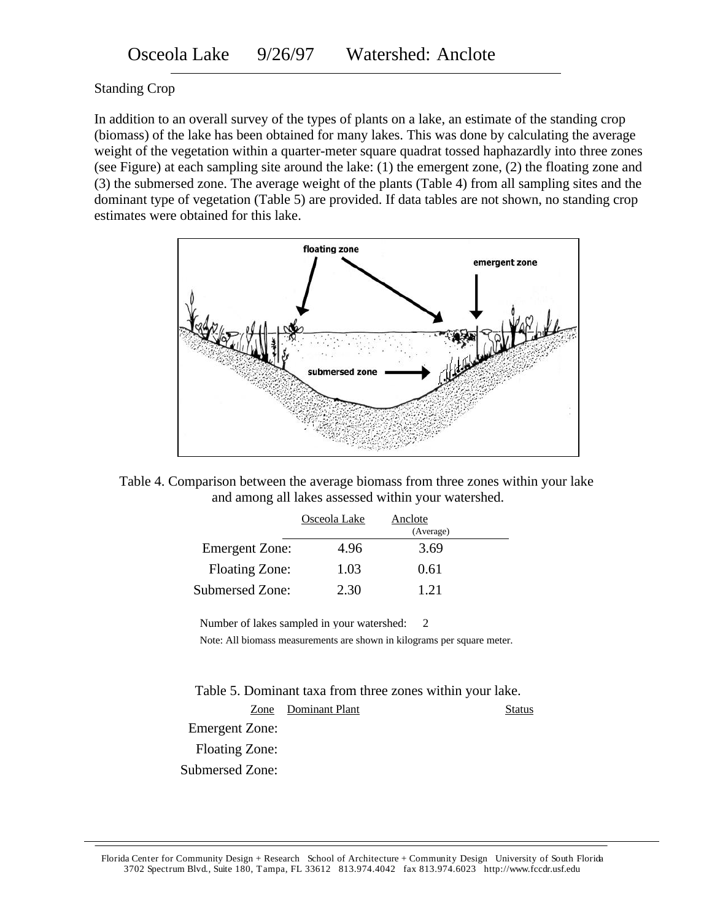# Osceola Lake 9/26/97 Watershed: Anclote

Standing Crop

In addition to an overall survey of the types of plants on a lake, an estimate of the standing crop (biomass) of the lake has been obtained for many lakes. This was done by calculating the average weight of the vegetation within a quarter-meter square quadrat tossed haphazardly into three zones (see Figure) at each sampling site around the lake: (1) the emergent zone, (2) the floating zone and (3) the submersed zone. The average weight of the plants (Table 4) from all sampling sites and the dominant type of vegetation (Table 5) are provided. If data tables are not shown, no standing crop estimates were obtained for this lake.

floating zone

emergent zone

submersed zone

Table 4. Comparison between the average biomass from three zones within your lake and among all lakes assessed within your watershed.

| | Osceola Lake | Anclote (Average) |
|---|---|---|
| Emergent Zone: | 4.96 | 3.69 |
| Floating Zone: | 1.03 | 0.61 |
| Submersed Zone: | 2.30 | 1.21 |

Number of lakes sampled in your watershed: 2

Note: All biomass measurements are shown in kilograms per square meter.

Table 5. Dominant taxa from three zones within your lake.

| Zone | Dominant Plant | Status |
|---|---|---|
| Emergent Zone: | | |
| Floating Zone: | | |
| Submersed Zone: | | |